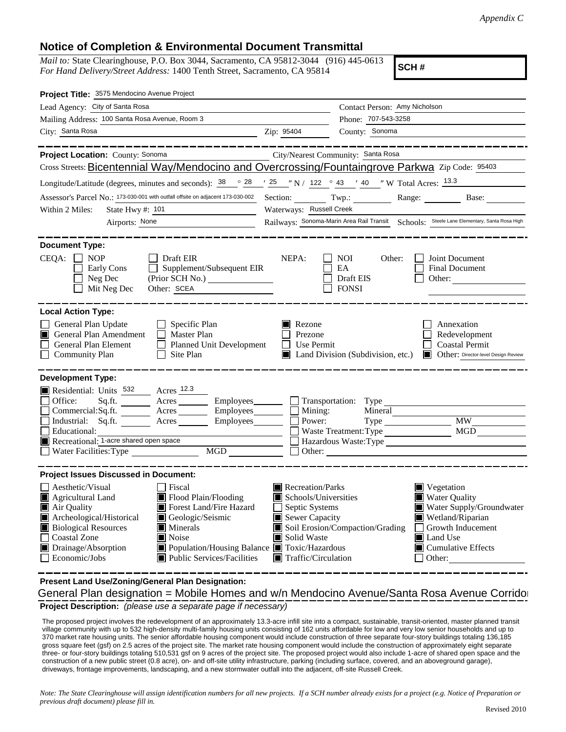*Appendix C*

## Notice of Completion & Environmental Document Transmittal

*Mail to:* State Clearinghouse, P.O. Box 3044, Sacramento, CA 95812-3044 (916) 445-0613
*For Hand Delivery/Street Address:* 1400 Tenth Street, Sacramento, CA 95814

**SCH #**

**Project Title:** 3575 Mendocino Avenue Project

Lead Agency: City of Santa Rosa
Contact Person: Amy Nicholson
Mailing Address: 100 Santa Rosa Avenue, Room 3
Phone: 707-543-3258
City: Santa Rosa
Zip: 95404
County: Sonoma

**Project Location:** County: Sonoma
City/Nearest Community: Santa Rosa
Cross Streets: Bicentennial Way/Mendocino and Overcrossing/Fountaingrove Parkwa
Zip Code: 95403
Longitude/Latitude (degrees, minutes and seconds): 38 ° 28 ′ 25 ″ N / 122 ° 43 ′ 40 ″ W Total Acres: 13.3
Assessor's Parcel No.: 173-030-001 with outfall offsite on adjacent 173-030-002
Section: Twp.: Range: Base:
Within 2 Miles: State Hwy #: 101
Waterways: Russell Creek
Airports: None
Railways: Sonoma-Marin Area Rail Transit
Schools: Steele Lane Elementary, Santa Rosa High

**Document Type:**

CEQA:
- [ ] NOP
- [ ] Early Cons
- [ ] Neg Dec
- [ ] Mit Neg Dec
- [ ] Draft EIR
- [ ] Supplement/Subsequent EIR (Prior SCH No.)
- Other: SCEA

NEPA:
- [ ] NOI
- [ ] EA
- [ ] Draft EIS
- [ ] FONSI

Other:
- [ ] Joint Document
- [ ] Final Document
- [ ] Other:

**Local Action Type:**

- [ ] General Plan Update
- [x] General Plan Amendment
- [ ] General Plan Element
- [ ] Community Plan
- [ ] Specific Plan
- [ ] Master Plan
- [ ] Planned Unit Development
- [ ] Site Plan
- [x] Rezone
- [ ] Prezone
- [ ] Use Permit
- [x] Land Division (Subdivision, etc.)
- [ ] Annexation
- [ ] Redevelopment
- [ ] Coastal Permit
- [x] Other: Director-level Design Review

**Development Type:**

- [x] Residential: Units 532 Acres 12.3
- [ ] Office: Sq.ft. Acres Employees
- [ ] Commercial: Sq.ft. Acres Employees
- [ ] Industrial: Sq.ft. Acres Employees
- [ ] Educational:
- [x] Recreational: 1-acre shared open space
- [ ] Water Facilities: Type MGD
- [ ] Transportation: Type
- [ ] Mining: Mineral
- [ ] Power: Type MW
- [ ] Waste Treatment: Type MGD
- [ ] Hazardous Waste: Type
- [ ] Other:

**Project Issues Discussed in Document:**

- [ ] Aesthetic/Visual
- [x] Agricultural Land
- [x] Air Quality
- [x] Archeological/Historical
- [x] Biological Resources
- [ ] Coastal Zone
- [x] Drainage/Absorption
- [ ] Economic/Jobs
- [ ] Fiscal
- [x] Flood Plain/Flooding
- [x] Forest Land/Fire Hazard
- [x] Geologic/Seismic
- [x] Minerals
- [x] Noise
- [x] Population/Housing Balance
- [x] Public Services/Facilities
- [x] Recreation/Parks
- [x] Schools/Universities
- [ ] Septic Systems
- [x] Sewer Capacity
- [x] Soil Erosion/Compaction/Grading
- [x] Solid Waste
- [x] Toxic/Hazardous
- [x] Traffic/Circulation
- [x] Vegetation
- [x] Water Quality
- [x] Water Supply/Groundwater
- [x] Wetland/Riparian
- [ ] Growth Inducement
- [x] Land Use
- [x] Cumulative Effects
- [ ] Other:

**Present Land Use/Zoning/General Plan Designation:**

General Plan designation = Mobile Homes and w/n Mendocino Avenue/Santa Rosa Avenue Corridor

**Project Description:** *(please use a separate page if necessary)*

The proposed project involves the redevelopment of an approximately 13.3-acre infill site into a compact, sustainable, transit-oriented, master planned transit village community with up to 532 high-density multi-family housing units consisting of 162 units affordable for low and very low senior households and up to 370 market rate housing units. The senior affordable housing component would include construction of three separate four-story buildings totaling 136,185 gross square feet (gsf) on 2.5 acres of the project site. The market rate housing component would include the construction of approximately eight separate three- or four-story buildings totaling 510,531 gsf on 9 acres of the project site. The proposed project would also include 1-acre of shared open space and the construction of a new public street (0.8 acre), on- and off-site utility infrastructure, parking (including surface, covered, and an aboveground garage), driveways, frontage improvements, landscaping, and a new stormwater outfall into the adjacent, off-site Russell Creek.

*Note: The State Clearinghouse will assign identification numbers for all new projects. If a SCH number already exists for a project (e.g. Notice of Preparation or previous draft document) please fill in.*

Revised 2010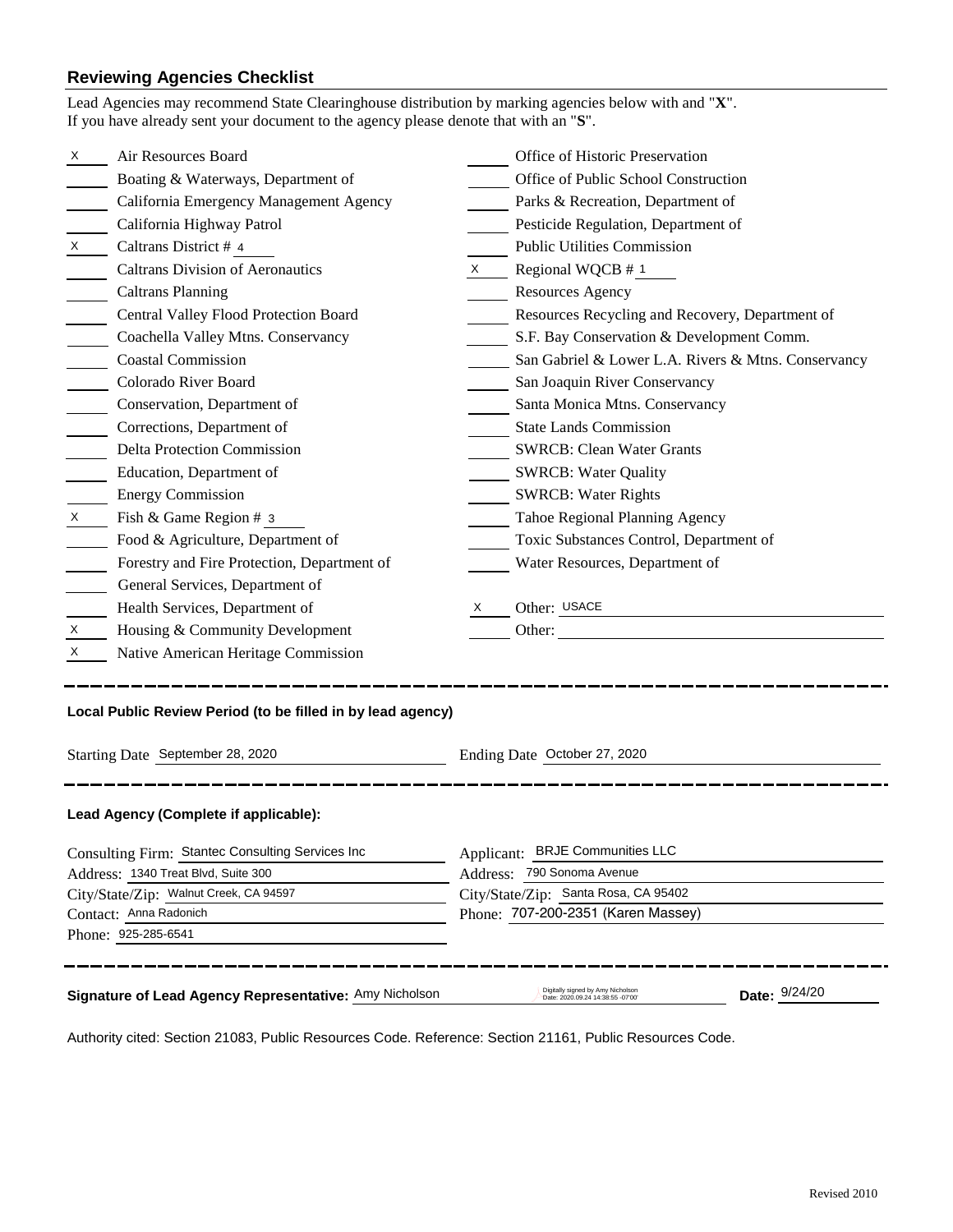## Reviewing Agencies Checklist

Lead Agencies may recommend State Clearinghouse distribution by marking agencies below with and "**X**".
If you have already sent your document to the agency please denote that with an "**S**".

| | | | |
|---|---|---|---|
| X | Air Resources Board | | Office of Historic Preservation |
| | Boating & Waterways, Department of | | Office of Public School Construction |
| | California Emergency Management Agency | | Parks & Recreation, Department of |
| | California Highway Patrol | | Pesticide Regulation, Department of |
| X | Caltrans District # 4 | | Public Utilities Commission |
| | Caltrans Division of Aeronautics | X | Regional WQCB # 1 |
| | Caltrans Planning | | Resources Agency |
| | Central Valley Flood Protection Board | | Resources Recycling and Recovery, Department of |
| | Coachella Valley Mtns. Conservancy | | S.F. Bay Conservation & Development Comm. |
| | Coastal Commission | | San Gabriel & Lower L.A. Rivers & Mtns. Conservancy |
| | Colorado River Board | | San Joaquin River Conservancy |
| | Conservation, Department of | | Santa Monica Mtns. Conservancy |
| | Corrections, Department of | | State Lands Commission |
| | Delta Protection Commission | | SWRCB: Clean Water Grants |
| | Education, Department of | | SWRCB: Water Quality |
| | Energy Commission | | SWRCB: Water Rights |
| X | Fish & Game Region # 3 | | Tahoe Regional Planning Agency |
| | Food & Agriculture, Department of | | Toxic Substances Control, Department of |
| | Forestry and Fire Protection, Department of | | Water Resources, Department of |
| | General Services, Department of | | |
| | Health Services, Department of | X | Other: USACE |
| X | Housing & Community Development | | Other: |
| X | Native American Heritage Commission | | |

---

**Local Public Review Period (to be filled in by lead agency)**

Starting Date September 28, 2020 Ending Date October 27, 2020

---

**Lead Agency (Complete if applicable):**

Consulting Firm: Stantec Consulting Services Inc
Address: 1340 Treat Blvd, Suite 300
City/State/Zip: Walnut Creek, CA 94597
Contact: Anna Radonich
Phone: 925-285-6541

Applicant: BRJE Communities LLC
Address: 790 Sonoma Avenue
City/State/Zip: Santa Rosa, CA 95402
Phone: 707-200-2351 (Karen Massey)

---

**Signature of Lead Agency Representative:** Amy Nicholson Digitally signed by Amy Nicholson Date: 2020.09.24 14:38:55 -07'00' **Date:** 9/24/20

Authority cited: Section 21083, Public Resources Code. Reference: Section 21161, Public Resources Code.

Revised 2010